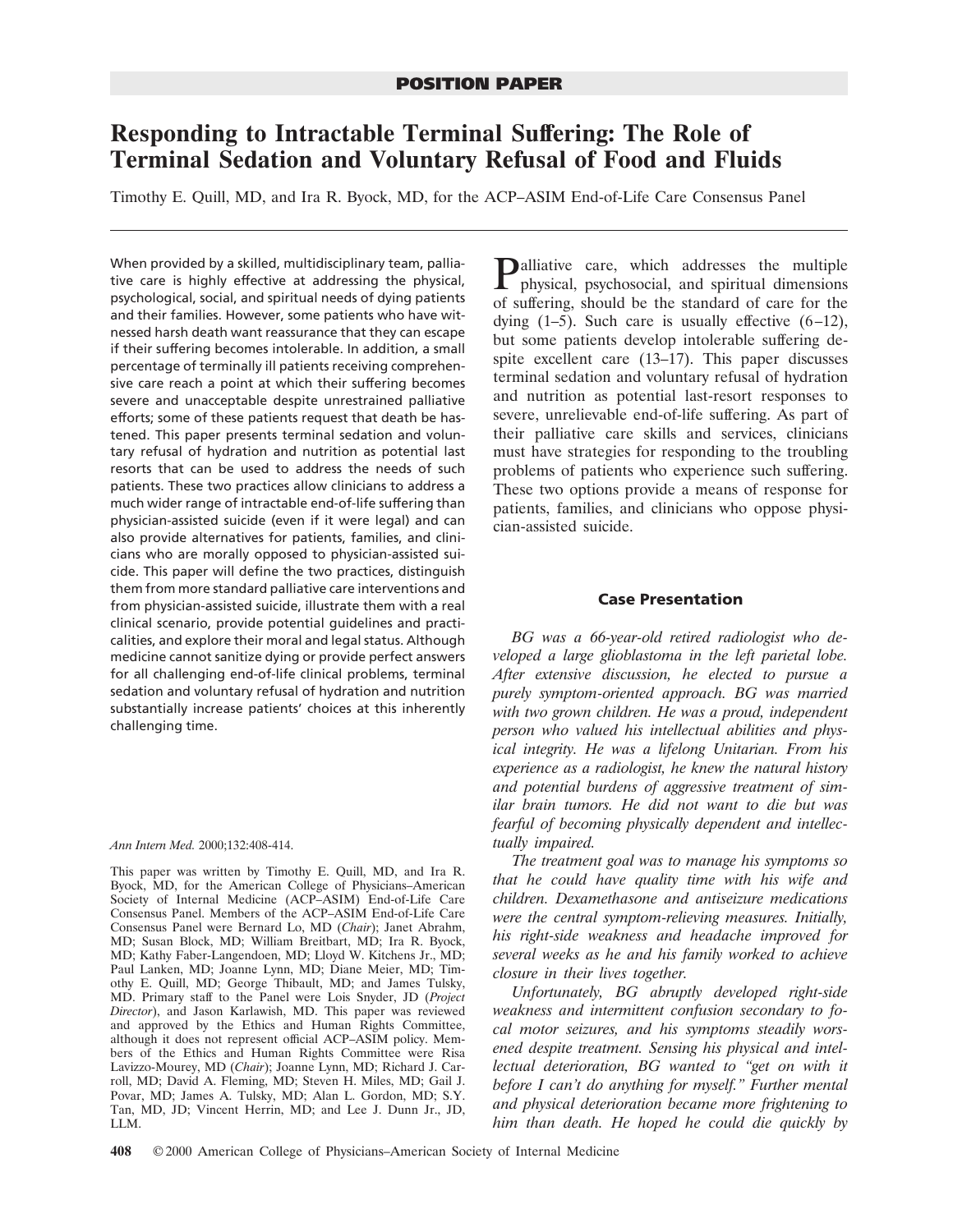POSITION PAPER

# Responding to Intractable Terminal Suffering: The Role of Terminal Sedation and Voluntary Refusal of Food and Fluids

Timothy E. Quill, MD, and Ira R. Byock, MD, for the ACP–ASIM End-of-Life Care Consensus Panel

When provided by a skilled, multidisciplinary team, palliative care is highly effective at addressing the physical, psychological, social, and spiritual needs of dying patients and their families. However, some patients who have witnessed harsh death want reassurance that they can escape if their suffering becomes intolerable. In addition, a small percentage of terminally ill patients receiving comprehensive care reach a point at which their suffering becomes severe and unacceptable despite unrestrained palliative efforts; some of these patients request that death be hastened. This paper presents terminal sedation and voluntary refusal of hydration and nutrition as potential last resorts that can be used to address the needs of such patients. These two practices allow clinicians to address a much wider range of intractable end-of-life suffering than physician-assisted suicide (even if it were legal) and can also provide alternatives for patients, families, and clinicians who are morally opposed to physician-assisted suicide. This paper will define the two practices, distinguish them from more standard palliative care interventions and from physician-assisted suicide, illustrate them with a real clinical scenario, provide potential guidelines and practicalities, and explore their moral and legal status. Although medicine cannot sanitize dying or provide perfect answers for all challenging end-of-life clinical problems, terminal sedation and voluntary refusal of hydration and nutrition substantially increase patients' choices at this inherently challenging time.

*Ann Intern Med.* 2000;132:408-414.

This paper was written by Timothy E. Quill, MD, and Ira R. Byock, MD, for the American College of Physicians–American Society of Internal Medicine (ACP–ASIM) End-of-Life Care Consensus Panel. Members of the ACP–ASIM End-of-Life Care Consensus Panel were Bernard Lo, MD (*Chair*); Janet Abrahm, MD; Susan Block, MD; William Breitbart, MD; Ira R. Byock, MD; Kathy Faber-Langendoen, MD; Lloyd W. Kitchens Jr., MD; Paul Lanken, MD; Joanne Lynn, MD; Diane Meier, MD; Timothy E. Quill, MD; George Thibault, MD; and James Tulsky, MD. Primary staff to the Panel were Lois Snyder, JD (*Project Director*), and Jason Karlawish, MD. This paper was reviewed and approved by the Ethics and Human Rights Committee, although it does not represent official ACP–ASIM policy. Members of the Ethics and Human Rights Committee were Risa Lavizzo-Mourey, MD (*Chair*); Joanne Lynn, MD; Richard J. Carroll, MD; David A. Fleming, MD; Steven H. Miles, MD; Gail J. Povar, MD; James A. Tulsky, MD; Alan L. Gordon, MD; S.Y. Tan, MD, JD; Vincent Herrin, MD; and Lee J. Dunn Jr., JD, LLM.

Palliative care, which addresses the multiple physical, psychosocial, and spiritual dimensions of suffering, should be the standard of care for the dying (1–5). Such care is usually effective (6–12), but some patients develop intolerable suffering despite excellent care (13–17). This paper discusses terminal sedation and voluntary refusal of hydration and nutrition as potential last-resort responses to severe, unrelievable end-of-life suffering. As part of their palliative care skills and services, clinicians must have strategies for responding to the troubling problems of patients who experience such suffering. These two options provide a means of response for patients, families, and clinicians who oppose physician-assisted suicide.

## Case Presentation

*BG was a 66-year-old retired radiologist who developed a large glioblastoma in the left parietal lobe. After extensive discussion, he elected to pursue a purely symptom-oriented approach. BG was married with two grown children. He was a proud, independent person who valued his intellectual abilities and physical integrity. He was a lifelong Unitarian. From his experience as a radiologist, he knew the natural history and potential burdens of aggressive treatment of similar brain tumors. He did not want to die but was fearful of becoming physically dependent and intellectually impaired.*

*The treatment goal was to manage his symptoms so that he could have quality time with his wife and children. Dexamethasone and antiseizure medications were the central symptom-relieving measures. Initially, his right-side weakness and headache improved for several weeks as he and his family worked to achieve closure in their lives together.*

*Unfortunately, BG abruptly developed right-side weakness and intermittent confusion secondary to focal motor seizures, and his symptoms steadily worsened despite treatment. Sensing his physical and intellectual deterioration, BG wanted to "get on with it before I can't do anything for myself." Further mental and physical deterioration became more frightening to him than death. He hoped he could die quickly by*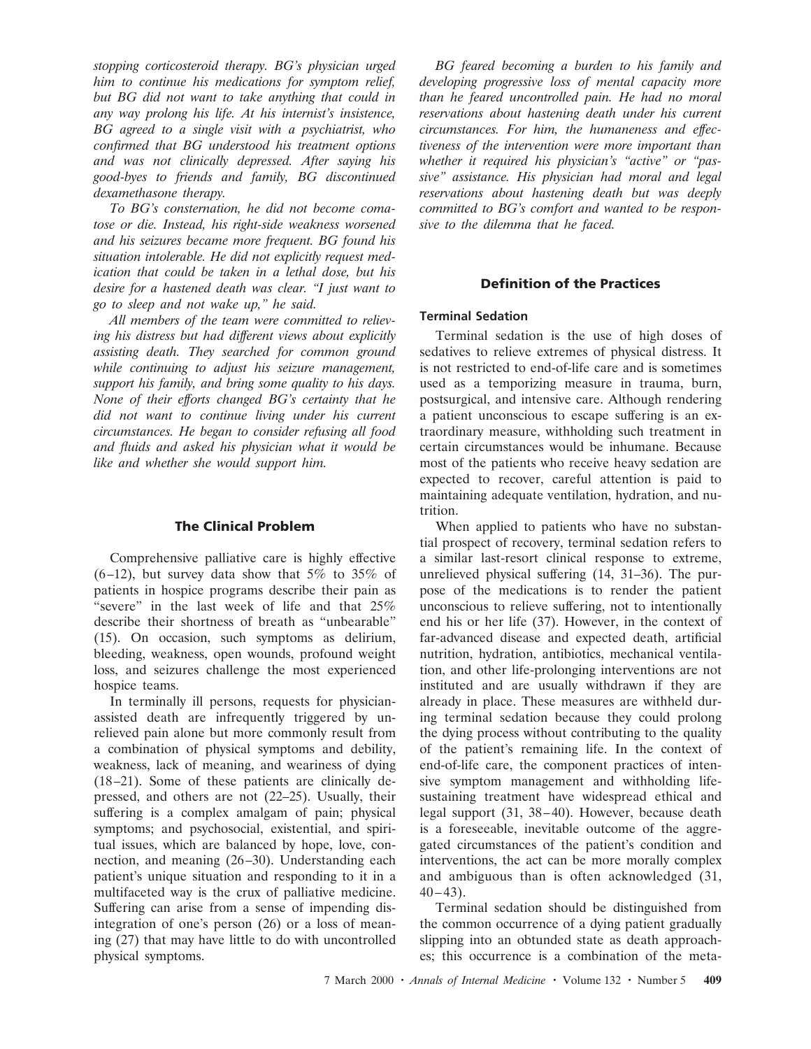*stopping corticosteroid therapy. BG's physician urged him to continue his medications for symptom relief, but BG did not want to take anything that could in any way prolong his life. At his internist's insistence, BG agreed to a single visit with a psychiatrist, who confirmed that BG understood his treatment options and was not clinically depressed. After saying his good-byes to friends and family, BG discontinued dexamethasone therapy.*

*To BG's consternation, he did not become comatose or die. Instead, his right-side weakness worsened and his seizures became more frequent. BG found his situation intolerable. He did not explicitly request medication that could be taken in a lethal dose, but his desire for a hastened death was clear. "I just want to go to sleep and not wake up," he said.*

*All members of the team were committed to relieving his distress but had different views about explicitly assisting death. They searched for common ground while continuing to adjust his seizure management, support his family, and bring some quality to his days. None of their efforts changed BG's certainty that he did not want to continue living under his current circumstances. He began to consider refusing all food and fluids and asked his physician what it would be like and whether she would support him.*

## The Clinical Problem

Comprehensive palliative care is highly effective (6–12), but survey data show that 5% to 35% of patients in hospice programs describe their pain as "severe" in the last week of life and that 25% describe their shortness of breath as "unbearable" (15). On occasion, such symptoms as delirium, bleeding, weakness, open wounds, profound weight loss, and seizures challenge the most experienced hospice teams.

In terminally ill persons, requests for physician-assisted death are infrequently triggered by unrelieved pain alone but more commonly result from a combination of physical symptoms and debility, weakness, lack of meaning, and weariness of dying (18–21). Some of these patients are clinically depressed, and others are not (22–25). Usually, their suffering is a complex amalgam of pain; physical symptoms; and psychosocial, existential, and spiritual issues, which are balanced by hope, love, connection, and meaning (26–30). Understanding each patient's unique situation and responding to it in a multifaceted way is the crux of palliative medicine. Suffering can arise from a sense of impending disintegration of one's person (26) or a loss of meaning (27) that may have little to do with uncontrolled physical symptoms.

*BG feared becoming a burden to his family and developing progressive loss of mental capacity more than he feared uncontrolled pain. He had no moral reservations about hastening death under his current circumstances. For him, the humaneness and effectiveness of the intervention were more important than whether it required his physician's "active" or "passive" assistance. His physician had moral and legal reservations about hastening death but was deeply committed to BG's comfort and wanted to be responsive to the dilemma that he faced.*

## Definition of the Practices

### Terminal Sedation

Terminal sedation is the use of high doses of sedatives to relieve extremes of physical distress. It is not restricted to end-of-life care and is sometimes used as a temporizing measure in trauma, burn, postsurgical, and intensive care. Although rendering a patient unconscious to escape suffering is an extraordinary measure, withholding such treatment in certain circumstances would be inhumane. Because most of the patients who receive heavy sedation are expected to recover, careful attention is paid to maintaining adequate ventilation, hydration, and nutrition.

When applied to patients who have no substantial prospect of recovery, terminal sedation refers to a similar last-resort clinical response to extreme, unrelieved physical suffering (14, 31–36). The purpose of the medications is to render the patient unconscious to relieve suffering, not to intentionally end his or her life (37). However, in the context of far-advanced disease and expected death, artificial nutrition, hydration, antibiotics, mechanical ventilation, and other life-prolonging interventions are not instituted and are usually withdrawn if they are already in place. These measures are withheld during terminal sedation because they could prolong the dying process without contributing to the quality of the patient's remaining life. In the context of end-of-life care, the component practices of intensive symptom management and withholding life-sustaining treatment have widespread ethical and legal support (31, 38–40). However, because death is a foreseeable, inevitable outcome of the aggregated circumstances of the patient's condition and interventions, the act can be more morally complex and ambiguous than is often acknowledged (31, 40–43).

Terminal sedation should be distinguished from the common occurrence of a dying patient gradually slipping into an obtunded state as death approaches; this occurrence is a combination of the meta-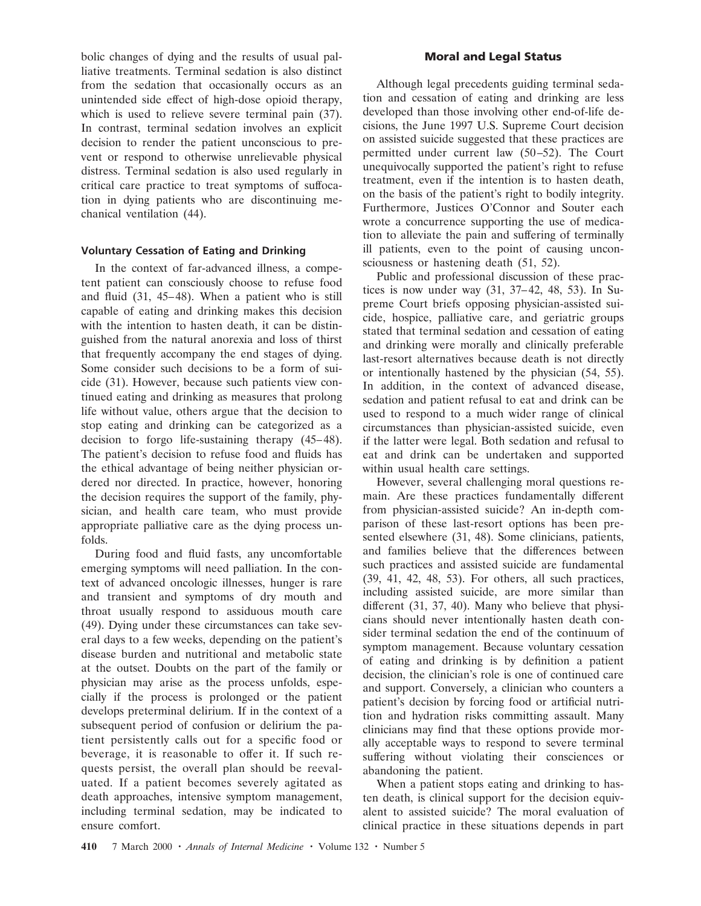bolic changes of dying and the results of usual palliative treatments. Terminal sedation is also distinct from the sedation that occasionally occurs as an unintended side effect of high-dose opioid therapy, which is used to relieve severe terminal pain (37). In contrast, terminal sedation involves an explicit decision to render the patient unconscious to prevent or respond to otherwise unrelievable physical distress. Terminal sedation is also used regularly in critical care practice to treat symptoms of suffocation in dying patients who are discontinuing mechanical ventilation (44).

### Voluntary Cessation of Eating and Drinking

In the context of far-advanced illness, a competent patient can consciously choose to refuse food and fluid (31, 45–48). When a patient who is still capable of eating and drinking makes this decision with the intention to hasten death, it can be distinguished from the natural anorexia and loss of thirst that frequently accompany the end stages of dying. Some consider such decisions to be a form of suicide (31). However, because such patients view continued eating and drinking as measures that prolong life without value, others argue that the decision to stop eating and drinking can be categorized as a decision to forgo life-sustaining therapy (45–48). The patient's decision to refuse food and fluids has the ethical advantage of being neither physician ordered nor directed. In practice, however, honoring the decision requires the support of the family, physician, and health care team, who must provide appropriate palliative care as the dying process unfolds.

During food and fluid fasts, any uncomfortable emerging symptoms will need palliation. In the context of advanced oncologic illnesses, hunger is rare and transient and symptoms of dry mouth and throat usually respond to assiduous mouth care (49). Dying under these circumstances can take several days to a few weeks, depending on the patient's disease burden and nutritional and metabolic state at the outset. Doubts on the part of the family or physician may arise as the process unfolds, especially if the process is prolonged or the patient develops preterminal delirium. If in the context of a subsequent period of confusion or delirium the patient persistently calls out for a specific food or beverage, it is reasonable to offer it. If such requests persist, the overall plan should be reevaluated. If a patient becomes severely agitated as death approaches, intensive symptom management, including terminal sedation, may be indicated to ensure comfort.

## Moral and Legal Status

Although legal precedents guiding terminal sedation and cessation of eating and drinking are less developed than those involving other end-of-life decisions, the June 1997 U.S. Supreme Court decision on assisted suicide suggested that these practices are permitted under current law (50–52). The Court unequivocally supported the patient's right to refuse treatment, even if the intention is to hasten death, on the basis of the patient's right to bodily integrity. Furthermore, Justices O'Connor and Souter each wrote a concurrence supporting the use of medication to alleviate the pain and suffering of terminally ill patients, even to the point of causing unconsciousness or hastening death (51, 52).

Public and professional discussion of these practices is now under way (31, 37–42, 48, 53). In Supreme Court briefs opposing physician-assisted suicide, hospice, palliative care, and geriatric groups stated that terminal sedation and cessation of eating and drinking were morally and clinically preferable last-resort alternatives because death is not directly or intentionally hastened by the physician (54, 55). In addition, in the context of advanced disease, sedation and patient refusal to eat and drink can be used to respond to a much wider range of clinical circumstances than physician-assisted suicide, even if the latter were legal. Both sedation and refusal to eat and drink can be undertaken and supported within usual health care settings.

However, several challenging moral questions remain. Are these practices fundamentally different from physician-assisted suicide? An in-depth comparison of these last-resort options has been presented elsewhere (31, 48). Some clinicians, patients, and families believe that the differences between such practices and assisted suicide are fundamental (39, 41, 42, 48, 53). For others, all such practices, including assisted suicide, are more similar than different (31, 37, 40). Many who believe that physicians should never intentionally hasten death consider terminal sedation the end of the continuum of symptom management. Because voluntary cessation of eating and drinking is by definition a patient decision, the clinician's role is one of continued care and support. Conversely, a clinician who counters a patient's decision by forcing food or artificial nutrition and hydration risks committing assault. Many clinicians may find that these options provide morally acceptable ways to respond to severe terminal suffering without violating their consciences or abandoning the patient.

When a patient stops eating and drinking to hasten death, is clinical support for the decision equivalent to assisted suicide? The moral evaluation of clinical practice in these situations depends in part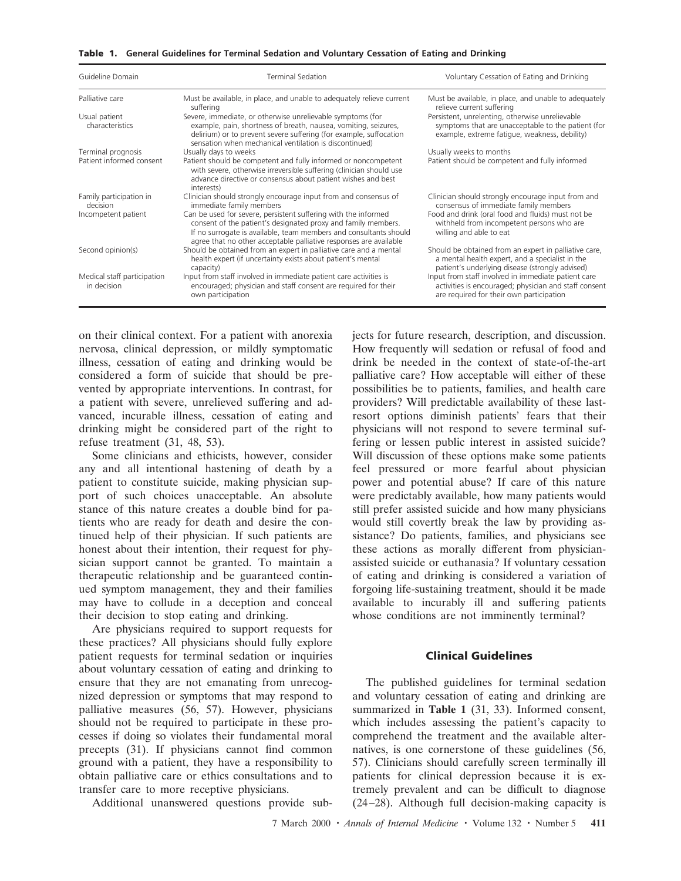**Table 1. General Guidelines for Terminal Sedation and Voluntary Cessation of Eating and Drinking**

| Guideline Domain | Terminal Sedation | Voluntary Cessation of Eating and Drinking |
|---|---|---|
| Palliative care | Must be available, in place, and unable to adequately relieve current suffering | Must be available, in place, and unable to adequately relieve current suffering |
| Usual patient characteristics | Severe, immediate, or otherwise unrelievable symptoms (for example, pain, shortness of breath, nausea, vomiting, seizures, delirium) or to prevent severe suffering (for example, suffocation sensation when mechanical ventilation is discontinued) | Persistent, unrelenting, otherwise unrelievable symptoms that are unacceptable to the patient (for example, extreme fatigue, weakness, debility) |
| Terminal prognosis | Usually days to weeks | Usually weeks to months |
| Patient informed consent | Patient should be competent and fully informed or noncompetent with severe, otherwise irreversible suffering (clinician should use advance directive or consensus about patient wishes and best interests) | Patient should be competent and fully informed |
| Family participation in decision | Clinician should strongly encourage input from and consensus of immediate family members | Clinician should strongly encourage input from and consensus of immediate family members |
| Incompetent patient | Can be used for severe, persistent suffering with the informed consent of the patient's designated proxy and family members. If no surrogate is available, team members and consultants should agree that no other acceptable palliative responses are available | Food and drink (oral food and fluids) must not be withheld from incompetent persons who are willing and able to eat |
| Second opinion(s) | Should be obtained from an expert in palliative care and a mental health expert (if uncertainty exists about patient's mental capacity) | Should be obtained from an expert in palliative care, a mental health expert, and a specialist in the patient's underlying disease (strongly advised) |
| Medical staff participation in decision | Input from staff involved in immediate patient care activities is encouraged; physician and staff consent are required for their own participation | Input from staff involved in immediate patient care activities is encouraged; physician and staff consent are required for their own participation |

on their clinical context. For a patient with anorexia nervosa, clinical depression, or mildly symptomatic illness, cessation of eating and drinking would be considered a form of suicide that should be prevented by appropriate interventions. In contrast, for a patient with severe, unrelieved suffering and advanced, incurable illness, cessation of eating and drinking might be considered part of the right to refuse treatment (31, 48, 53).

Some clinicians and ethicists, however, consider any and all intentional hastening of death by a patient to constitute suicide, making physician support of such choices unacceptable. An absolute stance of this nature creates a double bind for patients who are ready for death and desire the continued help of their physician. If such patients are honest about their intention, their request for physician support cannot be granted. To maintain a therapeutic relationship and be guaranteed continued symptom management, they and their families may have to collude in a deception and conceal their decision to stop eating and drinking.

Are physicians required to support requests for these practices? All physicians should fully explore patient requests for terminal sedation or inquiries about voluntary cessation of eating and drinking to ensure that they are not emanating from unrecognized depression or symptoms that may respond to palliative measures (56, 57). However, physicians should not be required to participate in these processes if doing so violates their fundamental moral precepts (31). If physicians cannot find common ground with a patient, they have a responsibility to obtain palliative care or ethics consultations and to transfer care to more receptive physicians.

Additional unanswered questions provide subjects for future research, description, and discussion. How frequently will sedation or refusal of food and drink be needed in the context of state-of-the-art palliative care? How acceptable will either of these possibilities be to patients, families, and health care providers? Will predictable availability of these last-resort options diminish patients' fears that their physicians will not respond to severe terminal suffering or lessen public interest in assisted suicide? Will discussion of these options make some patients feel pressured or more fearful about physician power and potential abuse? If care of this nature were predictably available, how many patients would still prefer assisted suicide and how many physicians would still covertly break the law by providing assistance? Do patients, families, and physicians see these actions as morally different from physician-assisted suicide or euthanasia? If voluntary cessation of eating and drinking is considered a variation of forgoing life-sustaining treatment, should it be made available to incurably ill and suffering patients whose conditions are not imminently terminal?

## Clinical Guidelines

The published guidelines for terminal sedation and voluntary cessation of eating and drinking are summarized in **Table 1** (31, 33). Informed consent, which includes assessing the patient's capacity to comprehend the treatment and the available alternatives, is one cornerstone of these guidelines (56, 57). Clinicians should carefully screen terminally ill patients for clinical depression because it is extremely prevalent and can be difficult to diagnose (24–28). Although full decision-making capacity is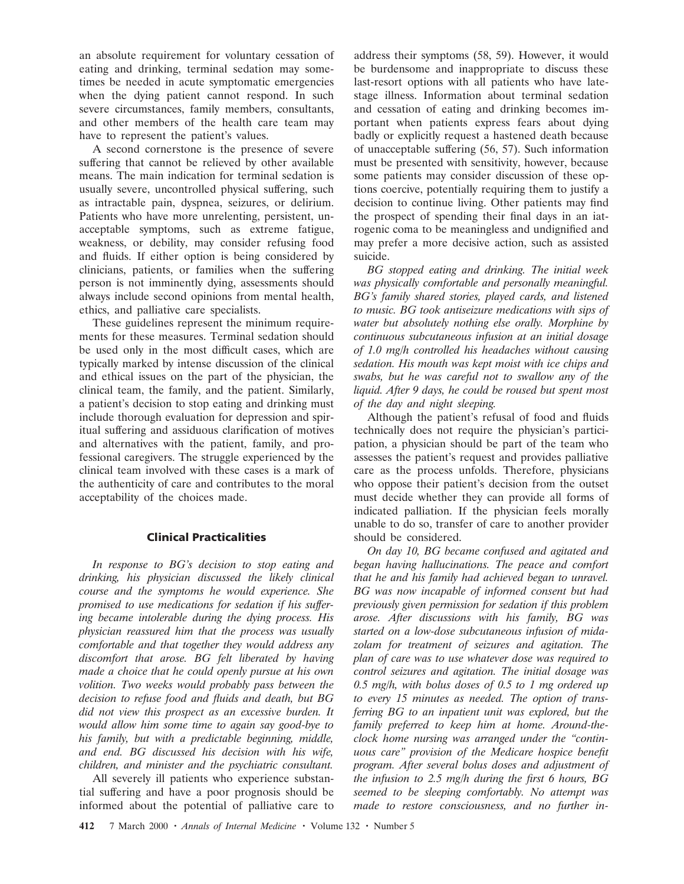an absolute requirement for voluntary cessation of eating and drinking, terminal sedation may sometimes be needed in acute symptomatic emergencies when the dying patient cannot respond. In such severe circumstances, family members, consultants, and other members of the health care team may have to represent the patient's values.

A second cornerstone is the presence of severe suffering that cannot be relieved by other available means. The main indication for terminal sedation is usually severe, uncontrolled physical suffering, such as intractable pain, dyspnea, seizures, or delirium. Patients who have more unrelenting, persistent, unacceptable symptoms, such as extreme fatigue, weakness, or debility, may consider refusing food and fluids. If either option is being considered by clinicians, patients, or families when the suffering person is not imminently dying, assessments should always include second opinions from mental health, ethics, and palliative care specialists.

These guidelines represent the minimum requirements for these measures. Terminal sedation should be used only in the most difficult cases, which are typically marked by intense discussion of the clinical and ethical issues on the part of the physician, the clinical team, the family, and the patient. Similarly, a patient's decision to stop eating and drinking must include thorough evaluation for depression and spiritual suffering and assiduous clarification of motives and alternatives with the patient, family, and professional caregivers. The struggle experienced by the clinical team involved with these cases is a mark of the authenticity of care and contributes to the moral acceptability of the choices made.

## Clinical Practicalities

*In response to BG's decision to stop eating and drinking, his physician discussed the likely clinical course and the symptoms he would experience. She promised to use medications for sedation if his suffering became intolerable during the dying process. His physician reassured him that the process was usually comfortable and that together they would address any discomfort that arose. BG felt liberated by having made a choice that he could openly pursue at his own volition. Two weeks would probably pass between the decision to refuse food and fluids and death, but BG did not view this prospect as an excessive burden. It would allow him some time to again say good-bye to his family, but with a predictable beginning, middle, and end. BG discussed his decision with his wife, children, and minister and the psychiatric consultant.*

All severely ill patients who experience substantial suffering and have a poor prognosis should be informed about the potential of palliative care to address their symptoms (58, 59). However, it would be burdensome and inappropriate to discuss these last-resort options with all patients who have late-stage illness. Information about terminal sedation and cessation of eating and drinking becomes important when patients express fears about dying badly or explicitly request a hastened death because of unacceptable suffering (56, 57). Such information must be presented with sensitivity, however, because some patients may consider discussion of these options coercive, potentially requiring them to justify a decision to continue living. Other patients may find the prospect of spending their final days in an iatrogenic coma to be meaningless and undignified and may prefer a more decisive action, such as assisted suicide.

*BG stopped eating and drinking. The initial week was physically comfortable and personally meaningful. BG's family shared stories, played cards, and listened to music. BG took antiseizure medications with sips of water but absolutely nothing else orally. Morphine by continuous subcutaneous infusion at an initial dosage of 1.0 mg/h controlled his headaches without causing sedation. His mouth was kept moist with ice chips and swabs, but he was careful not to swallow any of the liquid. After 9 days, he could be roused but spent most of the day and night sleeping.*

Although the patient's refusal of food and fluids technically does not require the physician's participation, a physician should be part of the team who assesses the patient's request and provides palliative care as the process unfolds. Therefore, physicians who oppose their patient's decision from the outset must decide whether they can provide all forms of indicated palliation. If the physician feels morally unable to do so, transfer of care to another provider should be considered.

*On day 10, BG became confused and agitated and began having hallucinations. The peace and comfort that he and his family had achieved began to unravel. BG was now incapable of informed consent but had previously given permission for sedation if this problem arose. After discussions with his family, BG was started on a low-dose subcutaneous infusion of midazolam for treatment of seizures and agitation. The plan of care was to use whatever dose was required to control seizures and agitation. The initial dosage was 0.5 mg/h, with bolus doses of 0.5 to 1 mg ordered up to every 15 minutes as needed. The option of transferring BG to an inpatient unit was explored, but the family preferred to keep him at home. Around-the-clock home nursing was arranged under the "continuous care" provision of the Medicare hospice benefit program. After several bolus doses and adjustment of the infusion to 2.5 mg/h during the first 6 hours, BG seemed to be sleeping comfortably. No attempt was made to restore consciousness, and no further in-*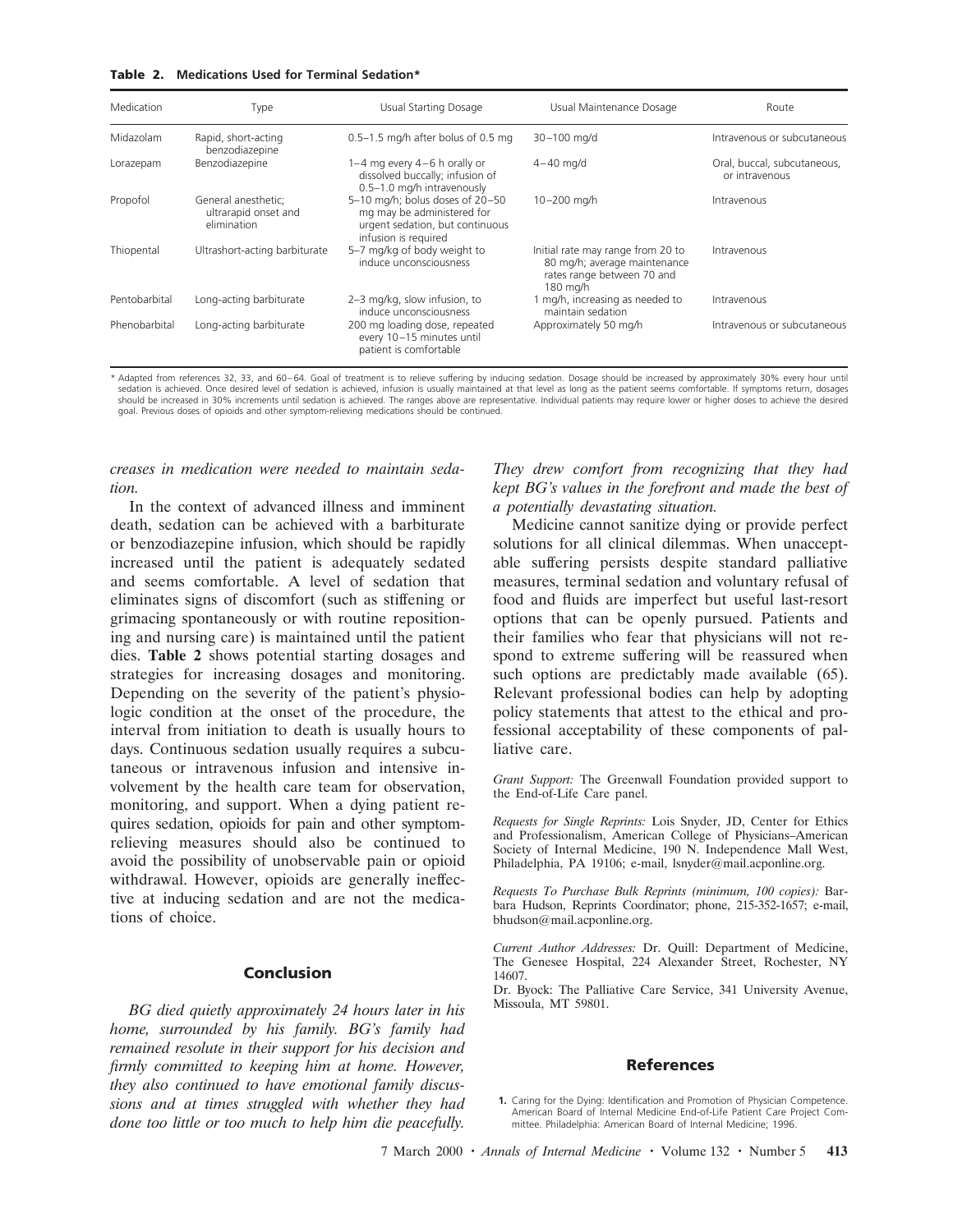**Table 2. Medications Used for Terminal Sedation***

| Medication | Type | Usual Starting Dosage | Usual Maintenance Dosage | Route |
|---|---|---|---|---|
| Midazolam | Rapid, short-acting benzodiazepine | 0.5–1.5 mg/h after bolus of 0.5 mg | 30–100 mg/d | Intravenous or subcutaneous |
| Lorazepam | Benzodiazepine | 1–4 mg every 4–6 h orally or dissolved buccally; infusion of 0.5–1.0 mg/h intravenously | 4–40 mg/d | Oral, buccal, subcutaneous, or intravenous |
| Propofol | General anesthetic; ultrarapid onset and elimination | 5–10 mg/h; bolus doses of 20–50 mg may be administered for urgent sedation, but continuous infusion is required | 10–200 mg/h | Intravenous |
| Thiopental | Ultrashort-acting barbiturate | 5–7 mg/kg of body weight to induce unconsciousness | Initial rate may range from 20 to 80 mg/h; average maintenance rates range between 70 and 180 mg/h | Intravenous |
| Pentobarbital | Long-acting barbiturate | 2–3 mg/kg, slow infusion, to induce unconsciousness | 1 mg/h, increasing as needed to maintain sedation | Intravenous |
| Phenobarbital | Long-acting barbiturate | 200 mg loading dose, repeated every 10–15 minutes until patient is comfortable | Approximately 50 mg/h | Intravenous or subcutaneous |

* Adapted from references 32, 33, and 60–64. Goal of treatment is to relieve suffering by inducing sedation. Dosage should be increased by approximately 30% every hour until sedation is achieved. Once desired level of sedation is achieved, infusion is usually maintained at that level as long as the patient seems comfortable. If symptoms return, dosages should be increased in 30% increments until sedation is achieved. The ranges above are representative. Individual patients may require lower or higher doses to achieve the desired goal. Previous doses of opioids and other symptom-relieving medications should be continued.

*creases in medication were needed to maintain sedation.*

In the context of advanced illness and imminent death, sedation can be achieved with a barbiturate or benzodiazepine infusion, which should be rapidly increased until the patient is adequately sedated and seems comfortable. A level of sedation that eliminates signs of discomfort (such as stiffening or grimacing spontaneously or with routine repositioning and nursing care) is maintained until the patient dies. **Table 2** shows potential starting dosages and strategies for increasing dosages and monitoring. Depending on the severity of the patient's physiologic condition at the onset of the procedure, the interval from initiation to death is usually hours to days. Continuous sedation usually requires a subcutaneous or intravenous infusion and intensive involvement by the health care team for observation, monitoring, and support. When a dying patient requires sedation, opioids for pain and other symptom-relieving measures should also be continued to avoid the possibility of unobservable pain or opioid withdrawal. However, opioids are generally ineffective at inducing sedation and are not the medications of choice.

## Conclusion

*BG died quietly approximately 24 hours later in his home, surrounded by his family. BG's family had remained resolute in their support for his decision and firmly committed to keeping him at home. However, they also continued to have emotional family discussions and at times struggled with whether they had done too little or too much to help him die peacefully. They drew comfort from recognizing that they had kept BG's values in the forefront and made the best of a potentially devastating situation.*

Medicine cannot sanitize dying or provide perfect solutions for all clinical dilemmas. When unacceptable suffering persists despite standard palliative measures, terminal sedation and voluntary refusal of food and fluids are imperfect but useful last-resort options that can be openly pursued. Patients and their families who fear that physicians will not respond to extreme suffering will be reassured when such options are predictably made available (65). Relevant professional bodies can help by adopting policy statements that attest to the ethical and professional acceptability of these components of palliative care.

*Grant Support:* The Greenwall Foundation provided support to the End-of-Life Care panel.

*Requests for Single Reprints:* Lois Snyder, JD, Center for Ethics and Professionalism, American College of Physicians–American Society of Internal Medicine, 190 N. Independence Mall West, Philadelphia, PA 19106; e-mail, lsnyder@mail.acponline.org.

*Requests To Purchase Bulk Reprints (minimum, 100 copies):* Barbara Hudson, Reprints Coordinator; phone, 215-352-1657; e-mail, bhudson@mail.acponline.org.

*Current Author Addresses:* Dr. Quill: Department of Medicine, The Genesee Hospital, 224 Alexander Street, Rochester, NY 14607.
Dr. Byock: The Palliative Care Service, 341 University Avenue, Missoula, MT 59801.

## References

1. Caring for the Dying: Identification and Promotion of Physician Competence. American Board of Internal Medicine End-of-Life Patient Care Project Committee. Philadelphia: American Board of Internal Medicine; 1996.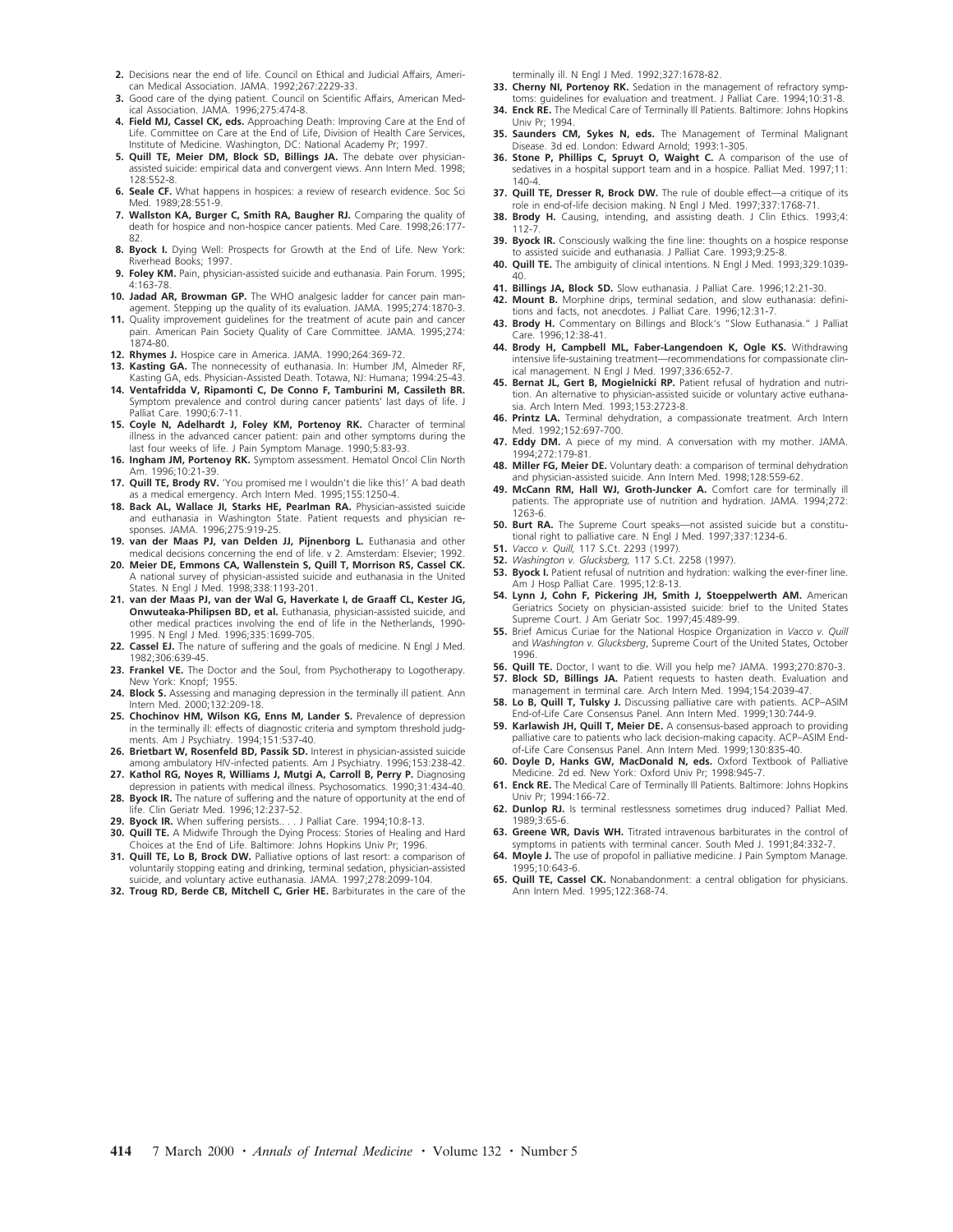2. Decisions near the end of life. Council on Ethical and Judicial Affairs, American Medical Association. JAMA. 1992;267:2229-33.
3. Good care of the dying patient. Council on Scientific Affairs, American Medical Association. JAMA. 1996;275:474-8.
4. **Field MJ, Cassel CK, eds.** Approaching Death: Improving Care at the End of Life. Committee on Care at the End of Life, Division of Health Care Services, Institute of Medicine. Washington, DC: National Academy Pr; 1997.
5. **Quill TE, Meier DM, Block SD, Billings JA.** The debate over physician-assisted suicide: empirical data and convergent views. Ann Intern Med. 1998; 128:552-8.
6. **Seale CF.** What happens in hospices: a review of research evidence. Soc Sci Med. 1989;28:551-9.
7. **Wallston KA, Burger C, Smith RA, Baugher RJ.** Comparing the quality of death for hospice and non-hospice cancer patients. Med Care. 1998;26:177-82.
8. **Byock I.** Dying Well: Prospects for Growth at the End of Life. New York: Riverhead Books; 1997.
9. **Foley KM.** Pain, physician-assisted suicide and euthanasia. Pain Forum. 1995; 4:163-78.
10. **Jadad AR, Browman GP.** The WHO analgesic ladder for cancer pain management. Stepping up the quality of its evaluation. JAMA. 1995;274:1870-3.
11. Quality improvement guidelines for the treatment of acute pain and cancer pain. American Pain Society Quality of Care Committee. JAMA. 1995;274: 1874-80.
12. **Rhymes J.** Hospice care in America. JAMA. 1990;264:369-72.
13. **Kasting GA.** The nonnecessity of euthanasia. In: Humber JM, Almeder RF, Kasting GA, eds. Physician-Assisted Death. Totawa, NJ: Humana; 1994:25-43.
14. **Ventafridda V, Ripamonti C, De Conno F, Tamburini M, Cassileth BR.** Symptom prevalence and control during cancer patients' last days of life. J Palliat Care. 1990;6:7-11.
15. **Coyle N, Adelhardt J, Foley KM, Portenoy RK.** Character of terminal illness in the advanced cancer patient: pain and other symptoms during the last four weeks of life. J Pain Symptom Manage. 1990;5:83-93.
16. **Ingham JM, Portenoy RK.** Symptom assessment. Hematol Oncol Clin North Am. 1996;10:21-39.
17. **Quill TE, Brody RV.** 'You promised me I wouldn't die like this!' A bad death as a medical emergency. Arch Intern Med. 1995;155:1250-4.
18. **Back AL, Wallace JI, Starks HE, Pearlman RA.** Physician-assisted suicide and euthanasia in Washington State. Patient requests and physician responses. JAMA. 1996;275:919-25.
19. **van der Maas PJ, van Delden JJ, Pijnenborg L.** Euthanasia and other medical decisions concerning the end of life. v 2. Amsterdam: Elsevier; 1992.
20. **Meier DE, Emmons CA, Wallenstein S, Quill T, Morrison RS, Cassel CK.** A national survey of physician-assisted suicide and euthanasia in the United States. N Engl J Med. 1998;338:1193-201.
21. **van der Maas PJ, van der Wal G, Haverkate I, de Graaff CL, Kester JG, Onwuteaka-Philipsen BD, et al.** Euthanasia, physician-assisted suicide, and other medical practices involving the end of life in the Netherlands, 1990-1995. N Engl J Med. 1996;335:1699-705.
22. **Cassel EJ.** The nature of suffering and the goals of medicine. N Engl J Med. 1982;306:639-45.
23. **Frankel VE.** The Doctor and the Soul, from Psychotherapy to Logotherapy. New York: Knopf; 1955.
24. **Block S.** Assessing and managing depression in the terminally ill patient. Ann Intern Med. 2000;132:209-18.
25. **Chochinov HM, Wilson KG, Enns M, Lander S.** Prevalence of depression in the terminally ill: effects of diagnostic criteria and symptom threshold judgments. Am J Psychiatry. 1994;151:537-40.
26. **Brietbart W, Rosenfeld BD, Passik SD.** Interest in physician-assisted suicide among ambulatory HIV-infected patients. Am J Psychiatry. 1996;153:238-42.
27. **Kathol RG, Noyes R, Williams J, Mutgi A, Carroll B, Perry P.** Diagnosing depression in patients with medical illness. Psychosomatics. 1990;31:434-40.
28. **Byock IR.** The nature of suffering and the nature of opportunity at the end of life. Clin Geriatr Med. 1996;12:237-52.
29. **Byock IR.** When suffering persists.. . . J Palliat Care. 1994;10:8-13.
30. **Quill TE.** A Midwife Through the Dying Process: Stories of Healing and Hard Choices at the End of Life. Baltimore: Johns Hopkins Univ Pr; 1996.
31. **Quill TE, Lo B, Brock DW.** Palliative options of last resort: a comparison of voluntarily stopping eating and drinking, terminal sedation, physician-assisted suicide, and voluntary active euthanasia. JAMA. 1997;278:2099-104.
32. **Troug RD, Berde CB, Mitchell C, Grier HE.** Barbiturates in the care of the terminally ill. N Engl J Med. 1992;327:1678-82.
33. **Cherny NI, Portenoy RK.** Sedation in the management of refractory symptoms: guidelines for evaluation and treatment. J Palliat Care. 1994;10:31-8.
34. **Enck RE.** The Medical Care of Terminally Ill Patients. Baltimore: Johns Hopkins Univ Pr; 1994.
35. **Saunders CM, Sykes N, eds.** The Management of Terminal Malignant Disease. 3d ed. London: Edward Arnold; 1993:1-305.
36. **Stone P, Phillips C, Spruyt O, Waight C.** A comparison of the use of sedatives in a hospital support team and in a hospice. Palliat Med. 1997;11: 140-4.
37. **Quill TE, Dresser R, Brock DW.** The rule of double effect—a critique of its role in end-of-life decision making. N Engl J Med. 1997;337:1768-71.
38. **Brody H.** Causing, intending, and assisting death. J Clin Ethics. 1993;4: 112-7.
39. **Byock IR.** Consciously walking the fine line: thoughts on a hospice response to assisted suicide and euthanasia. J Palliat Care. 1993;9:25-8.
40. **Quill TE.** The ambiguity of clinical intentions. N Engl J Med. 1993;329:1039-40.
41. **Billings JA, Block SD.** Slow euthanasia. J Palliat Care. 1996;12:21-30.
42. **Mount B.** Morphine drips, terminal sedation, and slow euthanasia: definitions and facts, not anecdotes. J Palliat Care. 1996;12:31-7.
43. **Brody H.** Commentary on Billings and Block's "Slow Euthanasia." J Palliat Care. 1996;12:38-41.
44. **Brody H, Campbell ML, Faber-Langendoen K, Ogle KS.** Withdrawing intensive life-sustaining treatment—recommendations for compassionate clinical management. N Engl J Med. 1997;336:652-7.
45. **Bernat JL, Gert B, Mogielnicki RP.** Patient refusal of hydration and nutrition. An alternative to physician-assisted suicide or voluntary active euthanasia. Arch Intern Med. 1993;153:2723-8.
46. **Printz LA.** Terminal dehydration, a compassionate treatment. Arch Intern Med. 1992;152:697-700.
47. **Eddy DM.** A piece of my mind. A conversation with my mother. JAMA. 1994;272:179-81.
48. **Miller FG, Meier DE.** Voluntary death: a comparison of terminal dehydration and physician-assisted suicide. Ann Intern Med. 1998;128:559-62.
49. **McCann RM, Hall WJ, Groth-Juncker A.** Comfort care for terminally ill patients. The appropriate use of nutrition and hydration. JAMA. 1994;272: 1263-6.
50. **Burt RA.** The Supreme Court speaks—not assisted suicide but a constitutional right to palliative care. N Engl J Med. 1997;337:1234-6.
51. *Vacco v. Quill,* 117 S.Ct. 2293 (1997).
52. *Washington v. Glucksberg,* 117 S.Ct. 2258 (1997).
53. **Byock I.** Patient refusal of nutrition and hydration: walking the ever-finer line. Am J Hosp Palliat Care. 1995;12:8-13.
54. **Lynn J, Cohn F, Pickering JH, Smith J, Stoeppelwerth AM.** American Geriatrics Society on physician-assisted suicide: brief to the United States Supreme Court. J Am Geriatr Soc. 1997;45:489-99.
55. Brief Amicus Curiae for the National Hospice Organization in *Vacco v. Quill* and *Washington v. Glucksberg*, Supreme Court of the United States, October 1996.
56. **Quill TE.** Doctor, I want to die. Will you help me? JAMA. 1993;270:870-3.
57. **Block SD, Billings JA.** Patient requests to hasten death. Evaluation and management in terminal care. Arch Intern Med. 1994;154:2039-47.
58. **Lo B, Quill T, Tulsky J.** Discussing palliative care with patients. ACP–ASIM End-of-Life Care Consensus Panel. Ann Intern Med. 1999;130:744-9.
59. **Karlawish JH, Quill T, Meier DE.** A consensus-based approach to providing palliative care to patients who lack decision-making capacity. ACP–ASIM End-of-Life Care Consensus Panel. Ann Intern Med. 1999;130:835-40.
60. **Doyle D, Hanks GW, MacDonald N, eds.** Oxford Textbook of Palliative Medicine. 2d ed. New York: Oxford Univ Pr; 1998:945-7.
61. **Enck RE.** The Medical Care of Terminally Ill Patients. Baltimore: Johns Hopkins Univ Pr; 1994:166-72.
62. **Dunlop RJ.** Is terminal restlessness sometimes drug induced? Palliat Med. 1989;3:65-6.
63. **Greene WR, Davis WH.** Titrated intravenous barbiturates in the control of symptoms in patients with terminal cancer. South Med J. 1991;84:332-7.
64. **Moyle J.** The use of propofol in palliative medicine. J Pain Symptom Manage. 1995;10:643-6.
65. **Quill TE, Cassel CK.** Nonabandonment: a central obligation for physicians. Ann Intern Med. 1995;122:368-74.